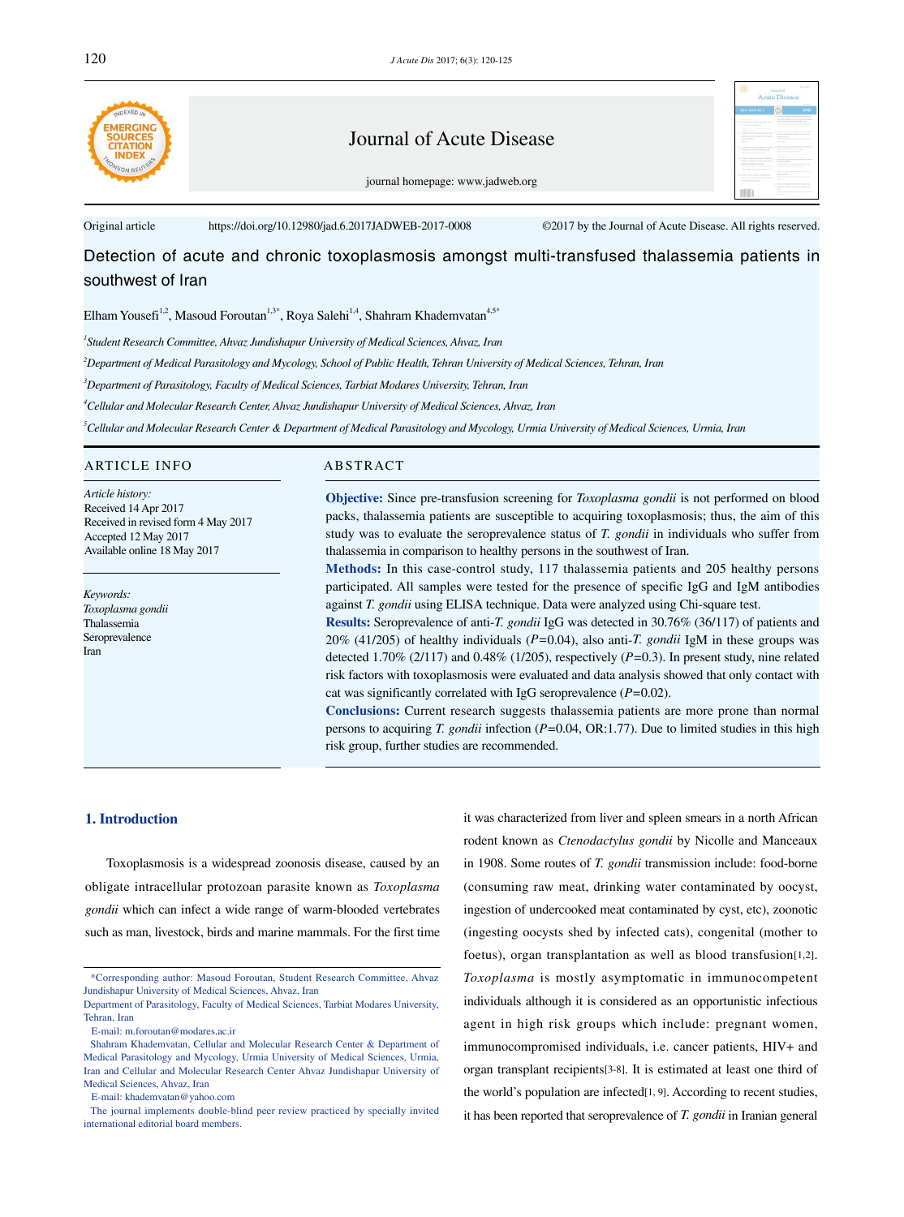Journal of Acute Disease

journal homepage: www.jadweb.org

Original article https://doi.org/10.12980/jad.6.2017JADWEB-2017-0008 ©2017 by the Journal of Acute Disease. All rights reserved.

# Detection of acute and chronic toxoplasmosis amongst multi-transfused thalassemia patients in southwest of Iran

Elham Yousefi[1,2], Masoud Foroutan[1,3*], Roya Salehi[1,4], Shahram Khademvatan[4,5*]

[1]Student Research Committee, Ahvaz Jundishapur University of Medical Sciences, Ahvaz, Iran

[2]Department of Medical Parasitology and Mycology, School of Public Health, Tehran University of Medical Sciences, Tehran, Iran

[3]Department of Parasitology, Faculty of Medical Sciences, Tarbiat Modares University, Tehran, Iran

[4]Cellular and Molecular Research Center, Ahvaz Jundishapur University of Medical Sciences, Ahvaz, Iran

[5]Cellular and Molecular Research Center & Department of Medical Parasitology and Mycology, Urmia University of Medical Sciences, Urmia, Iran

## ARTICLE INFO

*Article history:*
Received 14 Apr 2017
Received in revised form 4 May 2017
Accepted 12 May 2017
Available online 18 May 2017

*Keywords:*
*Toxoplasma gondii*
Thalassemia
Seroprevalence
Iran

## ABSTRACT

**Objective:** Since pre-transfusion screening for *Toxoplasma gondii* is not performed on blood packs, thalassemia patients are susceptible to acquiring toxoplasmosis; thus, the aim of this study was to evaluate the seroprevalence status of *T. gondii* in individuals who suffer from thalassemia in comparison to healthy persons in the southwest of Iran.

**Methods:** In this case-control study, 117 thalassemia patients and 205 healthy persons participated. All samples were tested for the presence of specific IgG and IgM antibodies against *T. gondii* using ELISA technique. Data were analyzed using Chi-square test.

**Results:** Seroprevalence of anti-*T. gondii* IgG was detected in 30.76% (36/117) of patients and 20% (41/205) of healthy individuals ($P$=0.04), also anti-*T. gondii* IgM in these groups was detected 1.70% (2/117) and 0.48% (1/205), respectively ($P$=0.3). In present study, nine related risk factors with toxoplasmosis were evaluated and data analysis showed that only contact with cat was significantly correlated with IgG seroprevalence ($P$=0.02).

**Conclusions:** Current research suggests thalassemia patients are more prone than normal persons to acquiring *T. gondii* infection ($P$=0.04, OR:1.77). Due to limited studies in this high risk group, further studies are recommended.

## 1. Introduction

Toxoplasmosis is a widespread zoonosis disease, caused by an obligate intracellular protozoan parasite known as *Toxoplasma gondii* which can infect a wide range of warm-blooded vertebrates such as man, livestock, birds and marine mammals. For the first time it was characterized from liver and spleen smears in a north African rodent known as *Ctenodactylus gondii* by Nicolle and Manceaux in 1908. Some routes of *T. gondii* transmission include: food-borne (consuming raw meat, drinking water contaminated by oocyst, ingestion of undercooked meat contaminated by cyst, etc), zoonotic (ingesting oocysts shed by infected cats), congenital (mother to foetus), organ transplantation as well as blood transfusion[1,2]. *Toxoplasma* is mostly asymptomatic in immunocompetent individuals although it is considered as an opportunistic infectious agent in high risk groups which include: pregnant women, immunocompromised individuals, i.e. cancer patients, HIV+ and organ transplant recipients[3-8]. It is estimated at least one third of the world's population are infected[1, 9]. According to recent studies, it has been reported that seroprevalence of *T. gondii* in Iranian general

*Corresponding author: Masoud Foroutan, Student Research Committee, Ahvaz Jundishapur University of Medical Sciences, Ahvaz, Iran
Department of Parasitology, Faculty of Medical Sciences, Tarbiat Modares University, Tehran, Iran
E-mail: m.foroutan@modares.ac.ir
Shahram Khademvatan, Cellular and Molecular Research Center & Department of Medical Parasitology and Mycology, Urmia University of Medical Sciences, Urmia, Iran and Cellular and Molecular Research Center Ahvaz Jundishapur University of Medical Sciences, Ahvaz, Iran
E-mail: khademvatan@yahoo.com
The journal implements double-blind peer review practiced by specially invited international editorial board members.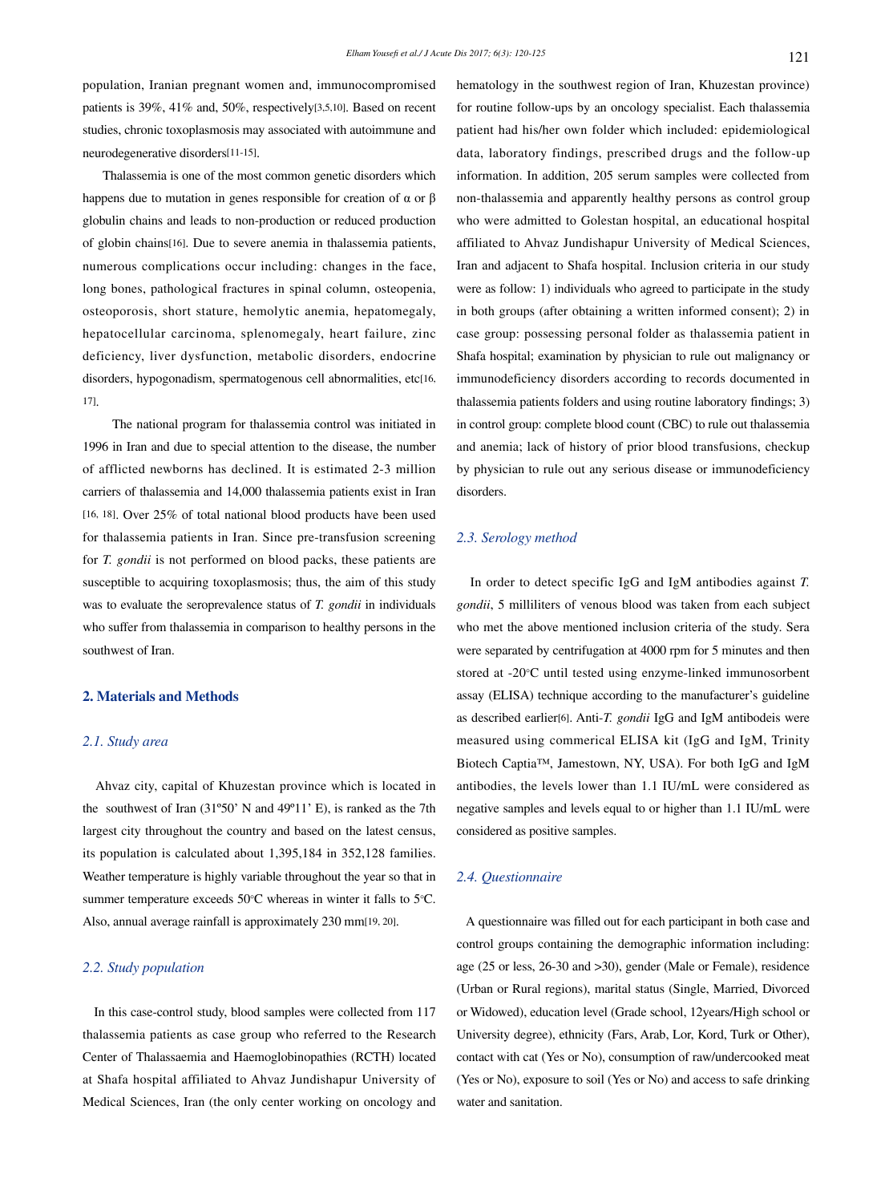population, Iranian pregnant women and, immunocompromised patients is 39%, 41% and, 50%, respectively[3,5,10]. Based on recent studies, chronic toxoplasmosis may associated with autoimmune and neurodegenerative disorders[11-15].

Thalassemia is one of the most common genetic disorders which happens due to mutation in genes responsible for creation of α or β globulin chains and leads to non-production or reduced production of globin chains[16]. Due to severe anemia in thalassemia patients, numerous complications occur including: changes in the face, long bones, pathological fractures in spinal column, osteopenia, osteoporosis, short stature, hemolytic anemia, hepatomegaly, hepatocellular carcinoma, splenomegaly, heart failure, zinc deficiency, liver dysfunction, metabolic disorders, endocrine disorders, hypogonadism, spermatogenous cell abnormalities, etc[16, 17].

The national program for thalassemia control was initiated in 1996 in Iran and due to special attention to the disease, the number of afflicted newborns has declined. It is estimated 2-3 million carriers of thalassemia and 14,000 thalassemia patients exist in Iran [16, 18]. Over 25% of total national blood products have been used for thalassemia patients in Iran. Since pre-transfusion screening for *T. gondii* is not performed on blood packs, these patients are susceptible to acquiring toxoplasmosis; thus, the aim of this study was to evaluate the seroprevalence status of *T. gondii* in individuals who suffer from thalassemia in comparison to healthy persons in the southwest of Iran.

## 2. Materials and Methods

### 2.1. Study area

Ahvaz city, capital of Khuzestan province which is located in the southwest of Iran (31º50' N and 49º11' E), is ranked as the 7th largest city throughout the country and based on the latest census, its population is calculated about 1,395,184 in 352,128 families. Weather temperature is highly variable throughout the year so that in summer temperature exceeds 50°C whereas in winter it falls to 5°C. Also, annual average rainfall is approximately 230 mm[19, 20].

### 2.2. Study population

In this case-control study, blood samples were collected from 117 thalassemia patients as case group who referred to the Research Center of Thalassaemia and Haemoglobinopathies (RCTH) located at Shafa hospital affiliated to Ahvaz Jundishapur University of Medical Sciences, Iran (the only center working on oncology and hematology in the southwest region of Iran, Khuzestan province) for routine follow-ups by an oncology specialist. Each thalassemia patient had his/her own folder which included: epidemiological data, laboratory findings, prescribed drugs and the follow-up information. In addition, 205 serum samples were collected from non-thalassemia and apparently healthy persons as control group who were admitted to Golestan hospital, an educational hospital affiliated to Ahvaz Jundishapur University of Medical Sciences, Iran and adjacent to Shafa hospital. Inclusion criteria in our study were as follow: 1) individuals who agreed to participate in the study in both groups (after obtaining a written informed consent); 2) in case group: possessing personal folder as thalassemia patient in Shafa hospital; examination by physician to rule out malignancy or immunodeficiency disorders according to records documented in thalassemia patients folders and using routine laboratory findings; 3) in control group: complete blood count (CBC) to rule out thalassemia and anemia; lack of history of prior blood transfusions, checkup by physician to rule out any serious disease or immunodeficiency disorders.

### 2.3. Serology method

In order to detect specific IgG and IgM antibodies against *T. gondii*, 5 milliliters of venous blood was taken from each subject who met the above mentioned inclusion criteria of the study. Sera were separated by centrifugation at 4000 rpm for 5 minutes and then stored at -20°C until tested using enzyme-linked immunosorbent assay (ELISA) technique according to the manufacturer's guideline as described earlier[6]. Anti-*T. gondii* IgG and IgM antibodeis were measured using commerical ELISA kit (IgG and IgM, Trinity Biotech Captia™, Jamestown, NY, USA). For both IgG and IgM antibodies, the levels lower than 1.1 IU/mL were considered as negative samples and levels equal to or higher than 1.1 IU/mL were considered as positive samples.

### 2.4. Questionnaire

A questionnaire was filled out for each participant in both case and control groups containing the demographic information including: age (25 or less, 26-30 and >30), gender (Male or Female), residence (Urban or Rural regions), marital status (Single, Married, Divorced or Widowed), education level (Grade school, 12years/High school or University degree), ethnicity (Fars, Arab, Lor, Kord, Turk or Other), contact with cat (Yes or No), consumption of raw/undercooked meat (Yes or No), exposure to soil (Yes or No) and access to safe drinking water and sanitation.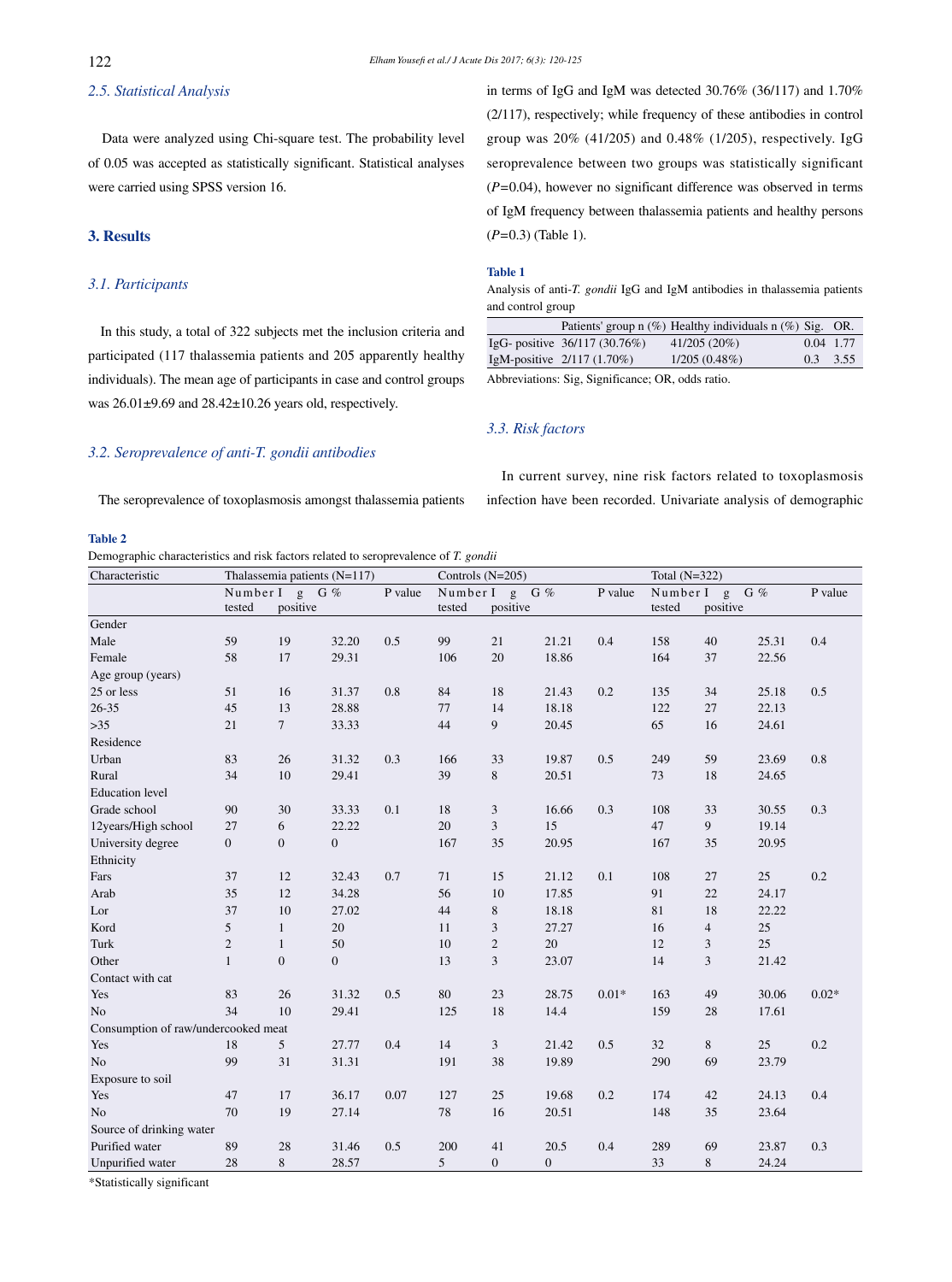### 2.5. Statistical Analysis

Data were analyzed using Chi-square test. The probability level of 0.05 was accepted as statistically significant. Statistical analyses were carried using SPSS version 16.

## 3. Results

### 3.1. Participants

In this study, a total of 322 subjects met the inclusion criteria and participated (117 thalassemia patients and 205 apparently healthy individuals). The mean age of participants in case and control groups was 26.01±9.69 and 28.42±10.26 years old, respectively.

### 3.2. Seroprevalence of anti-*T. gondii* antibodies

The seroprevalence of toxoplasmosis amongst thalassemia patients in terms of IgG and IgM was detected 30.76% (36/117) and 1.70% (2/117), respectively; while frequency of these antibodies in control group was 20% (41/205) and 0.48% (1/205), respectively. IgG seroprevalence between two groups was statistically significant (*P*=0.04), however no significant difference was observed in terms of IgM frequency between thalassemia patients and healthy persons (*P*=0.3) (Table 1).

**Table 1**

Analysis of anti-*T. gondii* IgG and IgM antibodies in thalassemia patients and control group

| | Patients' group n (%) | Healthy individuals n (%) | Sig. | OR. |
|---|---|---|---|---|
| IgG- positive | 36/117 (30.76%) | 41/205 (20%) | 0.04 | 1.77 |
| IgM-positive | 2/117 (1.70%) | 1/205 (0.48%) | 0.3 | 3.55 |

Abbreviations: Sig, Significance; OR, odds ratio.

### 3.3. Risk factors

In current survey, nine risk factors related to toxoplasmosis infection have been recorded. Univariate analysis of demographic

**Table 2**

Demographic characteristics and risk factors related to seroprevalence of *T. gondii*

| Characteristic | Thalassemia patients (N=117) | | | | Controls (N=205) | | | | Total (N=322) | | | |
|---|---|---|---|---|---|---|---|---|---|---|---|---|
| | Number tested | IgG positive | % | P value | Number tested | IgG positive | % | P value | Number tested | IgG positive | % | P value |
| Gender | | | | | | | | | | | | |
| Male | 59 | 19 | 32.20 | 0.5 | 99 | 21 | 21.21 | 0.4 | 158 | 40 | 25.31 | 0.4 |
| Female | 58 | 17 | 29.31 | | 106 | 20 | 18.86 | | 164 | 37 | 22.56 | |
| Age group (years) | | | | | | | | | | | | |
| 25 or less | 51 | 16 | 31.37 | 0.8 | 84 | 18 | 21.43 | 0.2 | 135 | 34 | 25.18 | 0.5 |
| 26-35 | 45 | 13 | 28.88 | | 77 | 14 | 18.18 | | 122 | 27 | 22.13 | |
| >35 | 21 | 7 | 33.33 | | 44 | 9 | 20.45 | | 65 | 16 | 24.61 | |
| Residence | | | | | | | | | | | | |
| Urban | 83 | 26 | 31.32 | 0.3 | 166 | 33 | 19.87 | 0.5 | 249 | 59 | 23.69 | 0.8 |
| Rural | 34 | 10 | 29.41 | | 39 | 8 | 20.51 | | 73 | 18 | 24.65 | |
| Education level | | | | | | | | | | | | |
| Grade school | 90 | 30 | 33.33 | 0.1 | 18 | 3 | 16.66 | 0.3 | 108 | 33 | 30.55 | 0.3 |
| 12years/High school | 27 | 6 | 22.22 | | 20 | 3 | 15 | | 47 | 9 | 19.14 | |
| University degree | 0 | 0 | 0 | | 167 | 35 | 20.95 | | 167 | 35 | 20.95 | |
| Ethnicity | | | | | | | | | | | | |
| Fars | 37 | 12 | 32.43 | 0.7 | 71 | 15 | 21.12 | 0.1 | 108 | 27 | 25 | 0.2 |
| Arab | 35 | 12 | 34.28 | | 56 | 10 | 17.85 | | 91 | 22 | 24.17 | |
| Lor | 37 | 10 | 27.02 | | 44 | 8 | 18.18 | | 81 | 18 | 22.22 | |
| Kord | 5 | 1 | 20 | | 11 | 3 | 27.27 | | 16 | 4 | 25 | |
| Turk | 2 | 1 | 50 | | 10 | 2 | 20 | | 12 | 3 | 25 | |
| Other | 1 | 0 | 0 | | 13 | 3 | 23.07 | | 14 | 3 | 21.42 | |
| Contact with cat | | | | | | | | | | | | |
| Yes | 83 | 26 | 31.32 | 0.5 | 80 | 23 | 28.75 | 0.01* | 163 | 49 | 30.06 | 0.02* |
| No | 34 | 10 | 29.41 | | 125 | 18 | 14.4 | | 159 | 28 | 17.61 | |
| Consumption of raw/undercooked meat | | | | | | | | | | | | |
| Yes | 18 | 5 | 27.77 | 0.4 | 14 | 3 | 21.42 | 0.5 | 32 | 8 | 25 | 0.2 |
| No | 99 | 31 | 31.31 | | 191 | 38 | 19.89 | | 290 | 69 | 23.79 | |
| Exposure to soil | | | | | | | | | | | | |
| Yes | 47 | 17 | 36.17 | 0.07 | 127 | 25 | 19.68 | 0.2 | 174 | 42 | 24.13 | 0.4 |
| No | 70 | 19 | 27.14 | | 78 | 16 | 20.51 | | 148 | 35 | 23.64 | |
| Source of drinking water | | | | | | | | | | | | |
| Purified water | 89 | 28 | 31.46 | 0.5 | 200 | 41 | 20.5 | 0.4 | 289 | 69 | 23.87 | 0.3 |
| Unpurified water | 28 | 8 | 28.57 | | 5 | 0 | 0 | | 33 | 8 | 24.24 | |

*Statistically significant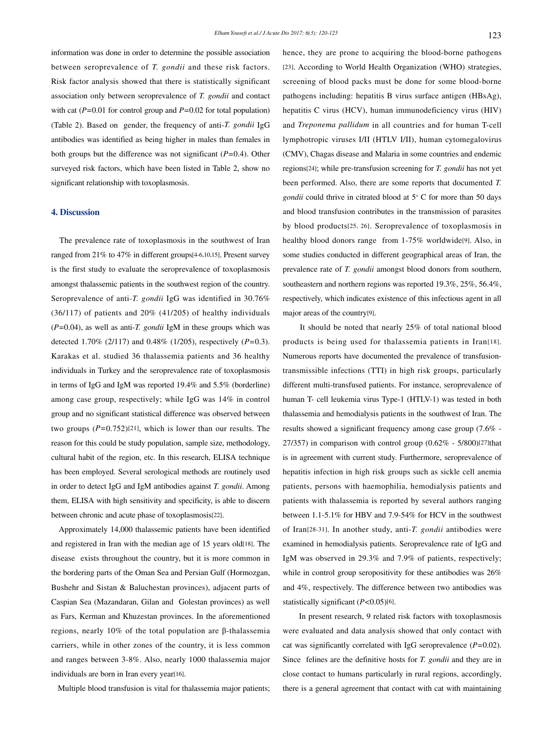information was done in order to determine the possible association between seroprevalence of *T. gondii* and these risk factors. Risk factor analysis showed that there is statistically significant association only between seroprevalence of *T. gondii* and contact with cat ($P$=0.01 for control group and $P$=0.02 for total population) (Table 2). Based on gender, the frequency of anti-*T. gondii* IgG antibodies was identified as being higher in males than females in both groups but the difference was not significant ($P$=0.4). Other surveyed risk factors, which have been listed in Table 2, show no significant relationship with toxoplasmosis.

## 4. Discussion

The prevalence rate of toxoplasmosis in the southwest of Iran ranged from 21% to 47% in different groups[4-6,10,15]. Present survey is the first study to evaluate the seroprevalence of toxoplasmosis amongst thalassemic patients in the southwest region of the country. Seroprevalence of anti-*T. gondii* IgG was identified in 30.76% (36/117) of patients and 20% (41/205) of healthy individuals ($P$=0.04), as well as anti-*T. gondii* IgM in these groups which was detected 1.70% (2/117) and 0.48% (1/205), respectively ($P$=0.3). Karakas et al. studied 36 thalassemia patients and 36 healthy individuals in Turkey and the seroprevalence rate of toxoplasmosis in terms of IgG and IgM was reported 19.4% and 5.5% (borderline) among case group, respectively; while IgG was 14% in control group and no significant statistical difference was observed between two groups ($P$=0.752)[21], which is lower than our results. The reason for this could be study population, sample size, methodology, cultural habit of the region, etc. In this research, ELISA technique has been employed. Several serological methods are routinely used in order to detect IgG and IgM antibodies against *T. gondii*. Among them, ELISA with high sensitivity and specificity, is able to discern between chronic and acute phase of toxoplasmosis[22].

Approximately 14,000 thalassemic patients have been identified and registered in Iran with the median age of 15 years old[18]. The disease exists throughout the country, but it is more common in the bordering parts of the Oman Sea and Persian Gulf (Hormozgan, Bushehr and Sistan & Baluchestan provinces), adjacent parts of Caspian Sea (Mazandaran, Gilan and Golestan provinces) as well as Fars, Kerman and Khuzestan provinces. In the aforementioned regions, nearly 10% of the total population are β-thalassemia carriers, while in other zones of the country, it is less common and ranges between 3-8%. Also, nearly 1000 thalassemia major individuals are born in Iran every year[16].

Multiple blood transfusion is vital for thalassemia major patients; hence, they are prone to acquiring the blood-borne pathogens [23]. According to World Health Organization (WHO) strategies, screening of blood packs must be done for some blood-borne pathogens including: hepatitis B virus surface antigen (HBsAg), hepatitis C virus (HCV), human immunodeficiency virus (HIV) and *Treponema pallidum* in all countries and for human T-cell lymphotropic viruses I/II (HTLV I/II), human cytomegalovirus (CMV), Chagas disease and Malaria in some countries and endemic regions[24]; while pre-transfusion screening for *T. gondii* has not yet been performed. Also, there are some reports that documented *T. gondii* could thrive in citrated blood at 5° C for more than 50 days and blood transfusion contributes in the transmission of parasites by blood products[25, 26]. Seroprevalence of toxoplasmosis in healthy blood donors range from 1-75% worldwide[9]. Also, in some studies conducted in different geographical areas of Iran, the prevalence rate of *T. gondii* amongst blood donors from southern, southeastern and northern regions was reported 19.3%, 25%, 56.4%, respectively, which indicates existence of this infectious agent in all major areas of the country[9].

It should be noted that nearly 25% of total national blood products is being used for thalassemia patients in Iran[18]. Numerous reports have documented the prevalence of transfusion-transmissible infections (TTI) in high risk groups, particularly different multi-transfused patients. For instance, seroprevalence of human T- cell leukemia virus Type-1 (HTLV-1) was tested in both thalassemia and hemodialysis patients in the southwest of Iran. The results showed a significant frequency among case group (7.6% - 27/357) in comparison with control group (0.62% - 5/800)[27]that is in agreement with current study. Furthermore, seroprevalence of hepatitis infection in high risk groups such as sickle cell anemia patients, persons with haemophilia, hemodialysis patients and patients with thalassemia is reported by several authors ranging between 1.1-5.1% for HBV and 7.9-54% for HCV in the southwest of Iran[28-31]. In another study, anti-*T. gondii* antibodies were examined in hemodialysis patients. Seroprevalence rate of IgG and IgM was observed in 29.3% and 7.9% of patients, respectively; while in control group seropositivity for these antibodies was 26% and 4%, respectively. The difference between two antibodies was statistically significant ($P$<0.05)[6].

In present research, 9 related risk factors with toxoplasmosis were evaluated and data analysis showed that only contact with cat was significantly correlated with IgG seroprevalence ($P$=0.02). Since felines are the definitive hosts for *T. gondii* and they are in close contact to humans particularly in rural regions, accordingly, there is a general agreement that contact with cat with maintaining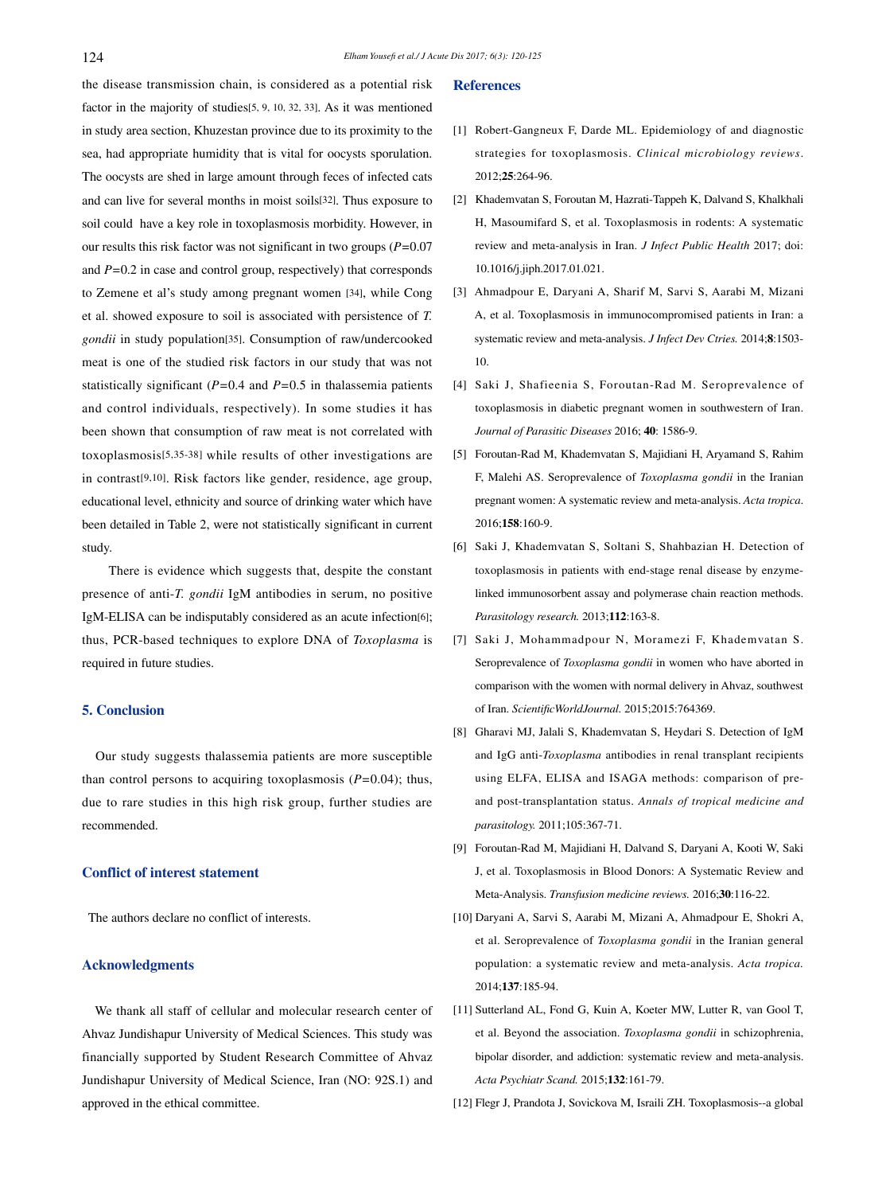the disease transmission chain, is considered as a potential risk factor in the majority of studies[5, 9, 10, 32, 33]. As it was mentioned in study area section, Khuzestan province due to its proximity to the sea, had appropriate humidity that is vital for oocysts sporulation. The oocysts are shed in large amount through feces of infected cats and can live for several months in moist soils[32]. Thus exposure to soil could have a key role in toxoplasmosis morbidity. However, in our results this risk factor was not significant in two groups ($P$=0.07 and $P$=0.2 in case and control group, respectively) that corresponds to Zemene et al's study among pregnant women [34], while Cong et al. showed exposure to soil is associated with persistence of *T. gondii* in study population[35]. Consumption of raw/undercooked meat is one of the studied risk factors in our study that was not statistically significant ($P$=0.4 and $P$=0.5 in thalassemia patients and control individuals, respectively). In some studies it has been shown that consumption of raw meat is not correlated with toxoplasmosis[5,35-38] while results of other investigations are in contrast[9,10]. Risk factors like gender, residence, age group, educational level, ethnicity and source of drinking water which have been detailed in Table 2, were not statistically significant in current study.

There is evidence which suggests that, despite the constant presence of anti-*T. gondii* IgM antibodies in serum, no positive IgM-ELISA can be indisputably considered as an acute infection[6]; thus, PCR-based techniques to explore DNA of *Toxoplasma* is required in future studies.

## 5. Conclusion

Our study suggests thalassemia patients are more susceptible than control persons to acquiring toxoplasmosis ($P$=0.04); thus, due to rare studies in this high risk group, further studies are recommended.

## Conflict of interest statement

The authors declare no conflict of interests.

## Acknowledgments

We thank all staff of cellular and molecular research center of Ahvaz Jundishapur University of Medical Sciences. This study was financially supported by Student Research Committee of Ahvaz Jundishapur University of Medical Science, Iran (NO: 92S.1) and approved in the ethical committee.

## References

[1] Robert-Gangneux F, Darde ML. Epidemiology of and diagnostic strategies for toxoplasmosis. *Clinical microbiology reviews*. 2012;**25**:264-96.

[2] Khademvatan S, Foroutan M, Hazrati-Tappeh K, Dalvand S, Khalkhali H, Masoumifard S, et al. Toxoplasmosis in rodents: A systematic review and meta-analysis in Iran. *J Infect Public Health* 2017; doi: 10.1016/j.jiph.2017.01.021.

[3] Ahmadpour E, Daryani A, Sharif M, Sarvi S, Aarabi M, Mizani A, et al. Toxoplasmosis in immunocompromised patients in Iran: a systematic review and meta-analysis. *J Infect Dev Ctries.* 2014;**8**:1503-10.

[4] Saki J, Shafieenia S, Foroutan-Rad M. Seroprevalence of toxoplasmosis in diabetic pregnant women in southwestern of Iran. *Journal of Parasitic Diseases* 2016; **40**: 1586-9.

[5] Foroutan-Rad M, Khademvatan S, Majidiani H, Aryamand S, Rahim F, Malehi AS. Seroprevalence of *Toxoplasma gondii* in the Iranian pregnant women: A systematic review and meta-analysis. *Acta tropica*. 2016;**158**:160-9.

[6] Saki J, Khademvatan S, Soltani S, Shahbazian H. Detection of toxoplasmosis in patients with end-stage renal disease by enzyme-linked immunosorbent assay and polymerase chain reaction methods. *Parasitology research.* 2013;**112**:163-8.

[7] Saki J, Mohammadpour N, Moramezi F, Khademvatan S. Seroprevalence of *Toxoplasma gondii* in women who have aborted in comparison with the women with normal delivery in Ahvaz, southwest of Iran. *ScientificWorldJournal.* 2015;2015:764369.

[8] Gharavi MJ, Jalali S, Khademvatan S, Heydari S. Detection of IgM and IgG anti-*Toxoplasma* antibodies in renal transplant recipients using ELFA, ELISA and ISAGA methods: comparison of pre- and post-transplantation status. *Annals of tropical medicine and parasitology.* 2011;105:367-71.

[9] Foroutan-Rad M, Majidiani H, Dalvand S, Daryani A, Kooti W, Saki J, et al. Toxoplasmosis in Blood Donors: A Systematic Review and Meta-Analysis. *Transfusion medicine reviews.* 2016;**30**:116-22.

[10] Daryani A, Sarvi S, Aarabi M, Mizani A, Ahmadpour E, Shokri A, et al. Seroprevalence of *Toxoplasma gondii* in the Iranian general population: a systematic review and meta-analysis. *Acta tropica.* 2014;**137**:185-94.

[11] Sutterland AL, Fond G, Kuin A, Koeter MW, Lutter R, van Gool T, et al. Beyond the association. *Toxoplasma gondii* in schizophrenia, bipolar disorder, and addiction: systematic review and meta-analysis. *Acta Psychiatr Scand.* 2015;**132**:161-79.

[12] Flegr J, Prandota J, Sovickova M, Israili ZH. Toxoplasmosis--a global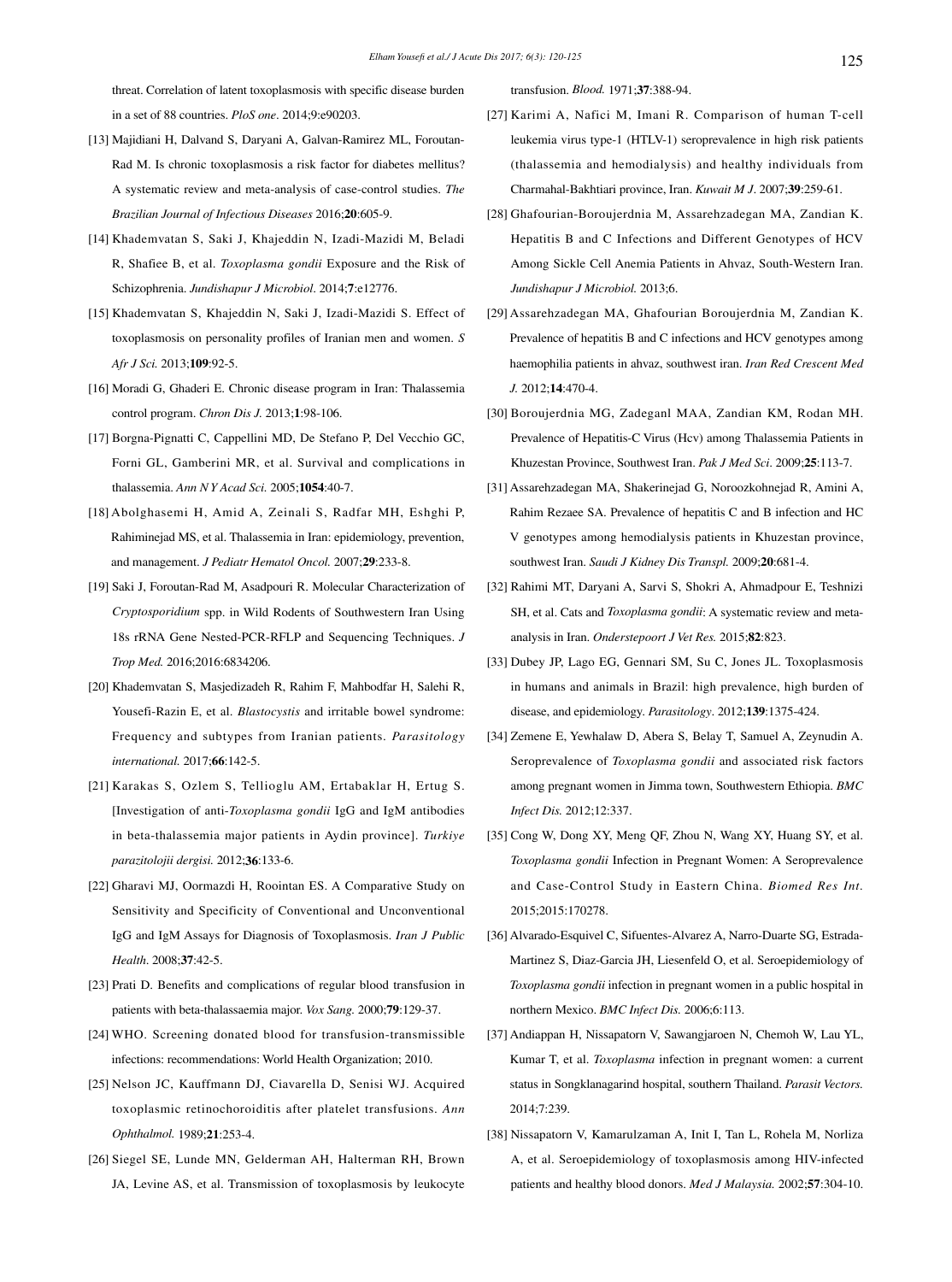threat. Correlation of latent toxoplasmosis with specific disease burden in a set of 88 countries. *PloS one*. 2014;9:e90203.

[13] Majidiani H, Dalvand S, Daryani A, Galvan-Ramirez ML, Foroutan-Rad M. Is chronic toxoplasmosis a risk factor for diabetes mellitus? A systematic review and meta-analysis of case-control studies. *The Brazilian Journal of Infectious Diseases* 2016;**20**:605-9.

[14] Khademvatan S, Saki J, Khajeddin N, Izadi-Mazidi M, Beladi R, Shafiee B, et al. *Toxoplasma gondii* Exposure and the Risk of Schizophrenia. *Jundishapur J Microbiol*. 2014;**7**:e12776.

[15] Khademvatan S, Khajeddin N, Saki J, Izadi-Mazidi S. Effect of toxoplasmosis on personality profiles of Iranian men and women. *S Afr J Sci.* 2013;**109**:92-5.

[16] Moradi G, Ghaderi E. Chronic disease program in Iran: Thalassemia control program. *Chron Dis J.* 2013;**1**:98-106.

[17] Borgna-Pignatti C, Cappellini MD, De Stefano P, Del Vecchio GC, Forni GL, Gamberini MR, et al. Survival and complications in thalassemia. *Ann N Y Acad Sci.* 2005;**1054**:40-7.

[18] Abolghasemi H, Amid A, Zeinali S, Radfar MH, Eshghi P, Rahiminejad MS, et al. Thalassemia in Iran: epidemiology, prevention, and management. *J Pediatr Hematol Oncol.* 2007;**29**:233-8.

[19] Saki J, Foroutan-Rad M, Asadpouri R. Molecular Characterization of *Cryptosporidium* spp. in Wild Rodents of Southwestern Iran Using 18s rRNA Gene Nested-PCR-RFLP and Sequencing Techniques. *J Trop Med.* 2016;2016:6834206.

[20] Khademvatan S, Masjedizadeh R, Rahim F, Mahbodfar H, Salehi R, Yousefi-Razin E, et al. *Blastocystis* and irritable bowel syndrome: Frequency and subtypes from Iranian patients. *Parasitology international.* 2017;**66**:142-5.

[21] Karakas S, Ozlem S, Tellioglu AM, Ertabaklar H, Ertug S. [Investigation of anti-*Toxoplasma gondii* IgG and IgM antibodies in beta-thalassemia major patients in Aydin province]. *Turkiye parazitolojii dergisi.* 2012;**36**:133-6.

[22] Gharavi MJ, Oormazdi H, Roointan ES. A Comparative Study on Sensitivity and Specificity of Conventional and Unconventional IgG and IgM Assays for Diagnosis of Toxoplasmosis. *Iran J Public Health*. 2008;**37**:42-5.

[23] Prati D. Benefits and complications of regular blood transfusion in patients with beta-thalassaemia major. *Vox Sang.* 2000;**79**:129-37.

[24] WHO. Screening donated blood for transfusion-transmissible infections: recommendations: World Health Organization; 2010.

[25] Nelson JC, Kauffmann DJ, Ciavarella D, Senisi WJ. Acquired toxoplasmic retinochoroiditis after platelet transfusions. *Ann Ophthalmol.* 1989;**21**:253-4.

[26] Siegel SE, Lunde MN, Gelderman AH, Halterman RH, Brown JA, Levine AS, et al. Transmission of toxoplasmosis by leukocyte transfusion. *Blood.* 1971;**37**:388-94.

[27] Karimi A, Nafici M, Imani R. Comparison of human T-cell leukemia virus type-1 (HTLV-1) seroprevalence in high risk patients (thalassemia and hemodialysis) and healthy individuals from Charmahal-Bakhtiari province, Iran. *Kuwait M J*. 2007;**39**:259-61.

[28] Ghafourian-Boroujerdnia M, Assarehzadegan MA, Zandian K. Hepatitis B and C Infections and Different Genotypes of HCV Among Sickle Cell Anemia Patients in Ahvaz, South-Western Iran. *Jundishapur J Microbiol.* 2013;6.

[29] Assarehzadegan MA, Ghafourian Boroujerdnia M, Zandian K. Prevalence of hepatitis B and C infections and HCV genotypes among haemophilia patients in ahvaz, southwest iran. *Iran Red Crescent Med J.* 2012;**14**:470-4.

[30] Boroujerdnia MG, Zadeganl MAA, Zandian KM, Rodan MH. Prevalence of Hepatitis-C Virus (Hcv) among Thalassemia Patients in Khuzestan Province, Southwest Iran. *Pak J Med Sci*. 2009;**25**:113-7.

[31] Assarehzadegan MA, Shakerinejad G, Noroozkohnejad R, Amini A, Rahim Rezaee SA. Prevalence of hepatitis C and B infection and HC V genotypes among hemodialysis patients in Khuzestan province, southwest Iran. *Saudi J Kidney Dis Transpl.* 2009;**20**:681-4.

[32] Rahimi MT, Daryani A, Sarvi S, Shokri A, Ahmadpour E, Teshnizi SH, et al. Cats and *Toxoplasma gondii*: A systematic review and meta-analysis in Iran. *Onderstepoort J Vet Res.* 2015;**82**:823.

[33] Dubey JP, Lago EG, Gennari SM, Su C, Jones JL. Toxoplasmosis in humans and animals in Brazil: high prevalence, high burden of disease, and epidemiology. *Parasitology*. 2012;**139**:1375-424.

[34] Zemene E, Yewhalaw D, Abera S, Belay T, Samuel A, Zeynudin A. Seroprevalence of *Toxoplasma gondii* and associated risk factors among pregnant women in Jimma town, Southwestern Ethiopia. *BMC Infect Dis.* 2012;12:337.

[35] Cong W, Dong XY, Meng QF, Zhou N, Wang XY, Huang SY, et al. *Toxoplasma gondii* Infection in Pregnant Women: A Seroprevalence and Case-Control Study in Eastern China. *Biomed Res Int.* 2015;2015:170278.

[36] Alvarado-Esquivel C, Sifuentes-Alvarez A, Narro-Duarte SG, Estrada-Martinez S, Diaz-Garcia JH, Liesenfeld O, et al. Seroepidemiology of *Toxoplasma gondii* infection in pregnant women in a public hospital in northern Mexico. *BMC Infect Dis.* 2006;6:113.

[37] Andiappan H, Nissapatorn V, Sawangjaroen N, Chemoh W, Lau YL, Kumar T, et al. *Toxoplasma* infection in pregnant women: a current status in Songklanagarind hospital, southern Thailand. *Parasit Vectors.* 2014;7:239.

[38] Nissapatorn V, Kamarulzaman A, Init I, Tan L, Rohela M, Norliza A, et al. Seroepidemiology of toxoplasmosis among HIV-infected patients and healthy blood donors. *Med J Malaysia.* 2002;**57**:304-10.